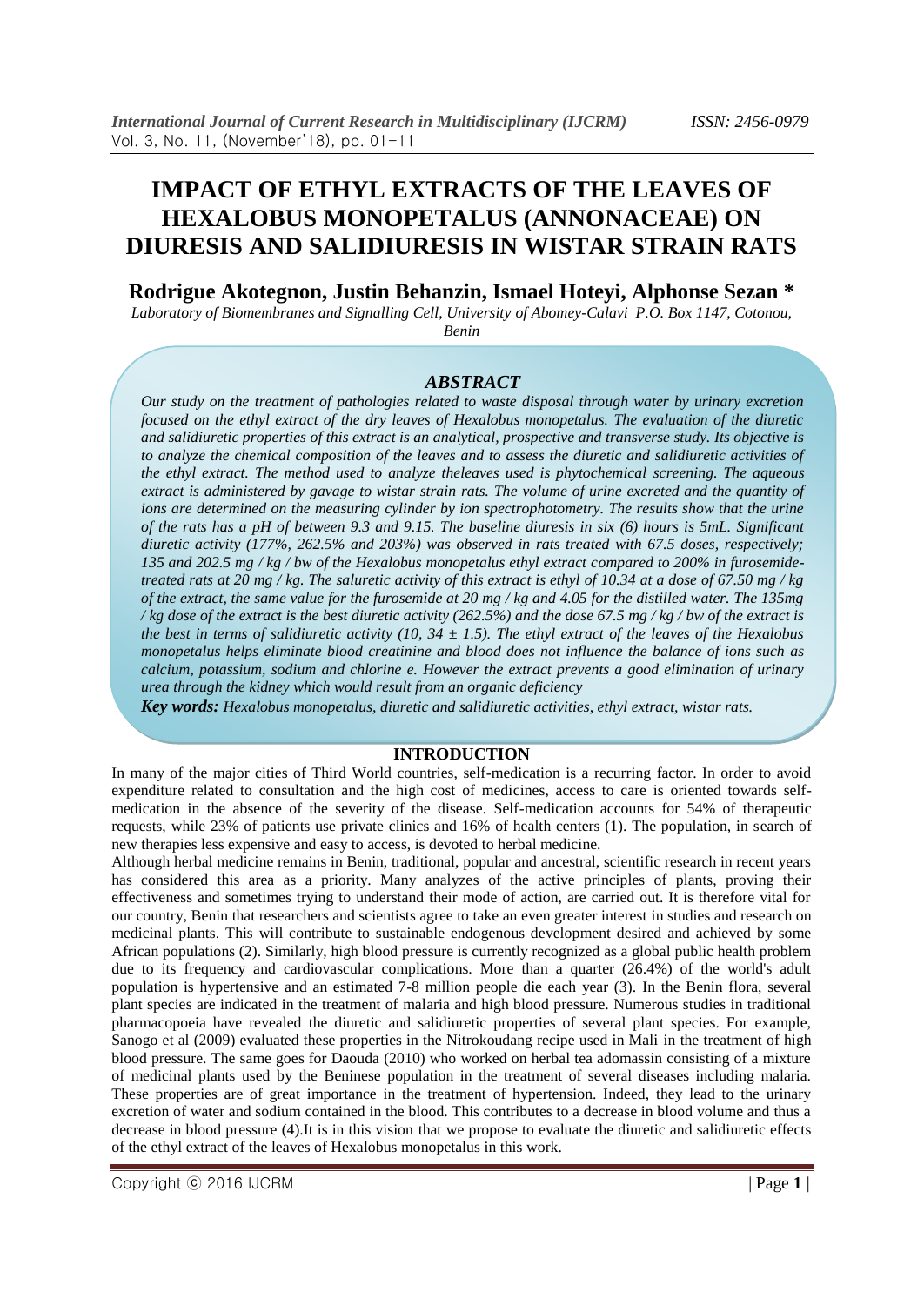# IMPACT OF ETHYL EXTRACTS OF THE LEAVES OF HEXALOBUS MONOPETALUS (ANNONACEAE) ON DIURESIS AND SALIDIURESIS IN WISTAR STRAIN RATS

**Rodrigue Akotegnon, Justin Behanzin, Ismael Hoteyi, Alphonse Sezan \***

*Laboratory of Biomembranes and Signalling Cell, University of Abomey-Calavi P.O. Box 1147, Cotonou, Benin*

## *ABSTRACT*

*Our study on the treatment of pathologies related to waste disposal through water by urinary excretion focused on the ethyl extract of the dry leaves of Hexalobus monopetalus. The evaluation of the diuretic and salidiuretic properties of this extract is an analytical, prospective and transverse study. Its objective is to analyze the chemical composition of the leaves and to assess the diuretic and salidiuretic activities of the ethyl extract. The method used to analyze theleaves used is phytochemical screening. The aqueous extract is administered by gavage to wistar strain rats. The volume of urine excreted and the quantity of ions are determined on the measuring cylinder by ion spectrophotometry. The results show that the urine of the rats has a pH of between 9.3 and 9.15. The baseline diuresis in six (6) hours is 5mL. Significant diuretic activity (177%, 262.5% and 203%) was observed in rats treated with 67.5 doses, respectively; 135 and 202.5 mg / kg / bw of the Hexalobus monopetalus ethyl extract compared to 200% in furosemide-treated rats at 20 mg / kg. The saluretic activity of this extract is ethyl of 10.34 at a dose of 67.50 mg / kg of the extract, the same value for the furosemide at 20 mg / kg and 4.05 for the distilled water. The 135mg / kg dose of the extract is the best diuretic activity (262.5%) and the dose 67.5 mg / kg / bw of the extract is the best in terms of salidiuretic activity (10, 34 ± 1.5). The ethyl extract of the leaves of the Hexalobus monopetalus helps eliminate blood creatinine and blood does not influence the balance of ions such as calcium, potassium, sodium and chlorine e. However the extract prevents a good elimination of urinary urea through the kidney which would result from an organic deficiency*

***Key words:*** *Hexalobus monopetalus, diuretic and salidiuretic activities, ethyl extract, wistar rats.*

## INTRODUCTION

In many of the major cities of Third World countries, self-medication is a recurring factor. In order to avoid expenditure related to consultation and the high cost of medicines, access to care is oriented towards self-medication in the absence of the severity of the disease. Self-medication accounts for 54% of therapeutic requests, while 23% of patients use private clinics and 16% of health centers (1). The population, in search of new therapies less expensive and easy to access, is devoted to herbal medicine.

Although herbal medicine remains in Benin, traditional, popular and ancestral, scientific research in recent years has considered this area as a priority. Many analyzes of the active principles of plants, proving their effectiveness and sometimes trying to understand their mode of action, are carried out. It is therefore vital for our country, Benin that researchers and scientists agree to take an even greater interest in studies and research on medicinal plants. This will contribute to sustainable endogenous development desired and achieved by some African populations (2). Similarly, high blood pressure is currently recognized as a global public health problem due to its frequency and cardiovascular complications. More than a quarter (26.4%) of the world's adult population is hypertensive and an estimated 7-8 million people die each year (3). In the Benin flora, several plant species are indicated in the treatment of malaria and high blood pressure. Numerous studies in traditional pharmacopoeia have revealed the diuretic and salidiuretic properties of several plant species. For example, Sanogo et al (2009) evaluated these properties in the Nitrokoudang recipe used in Mali in the treatment of high blood pressure. The same goes for Daouda (2010) who worked on herbal tea adomassin consisting of a mixture of medicinal plants used by the Beninese population in the treatment of several diseases including malaria. These properties are of great importance in the treatment of hypertension. Indeed, they lead to the urinary excretion of water and sodium contained in the blood. This contributes to a decrease in blood volume and thus a decrease in blood pressure (4).It is in this vision that we propose to evaluate the diuretic and salidiuretic effects of the ethyl extract of the leaves of Hexalobus monopetalus in this work.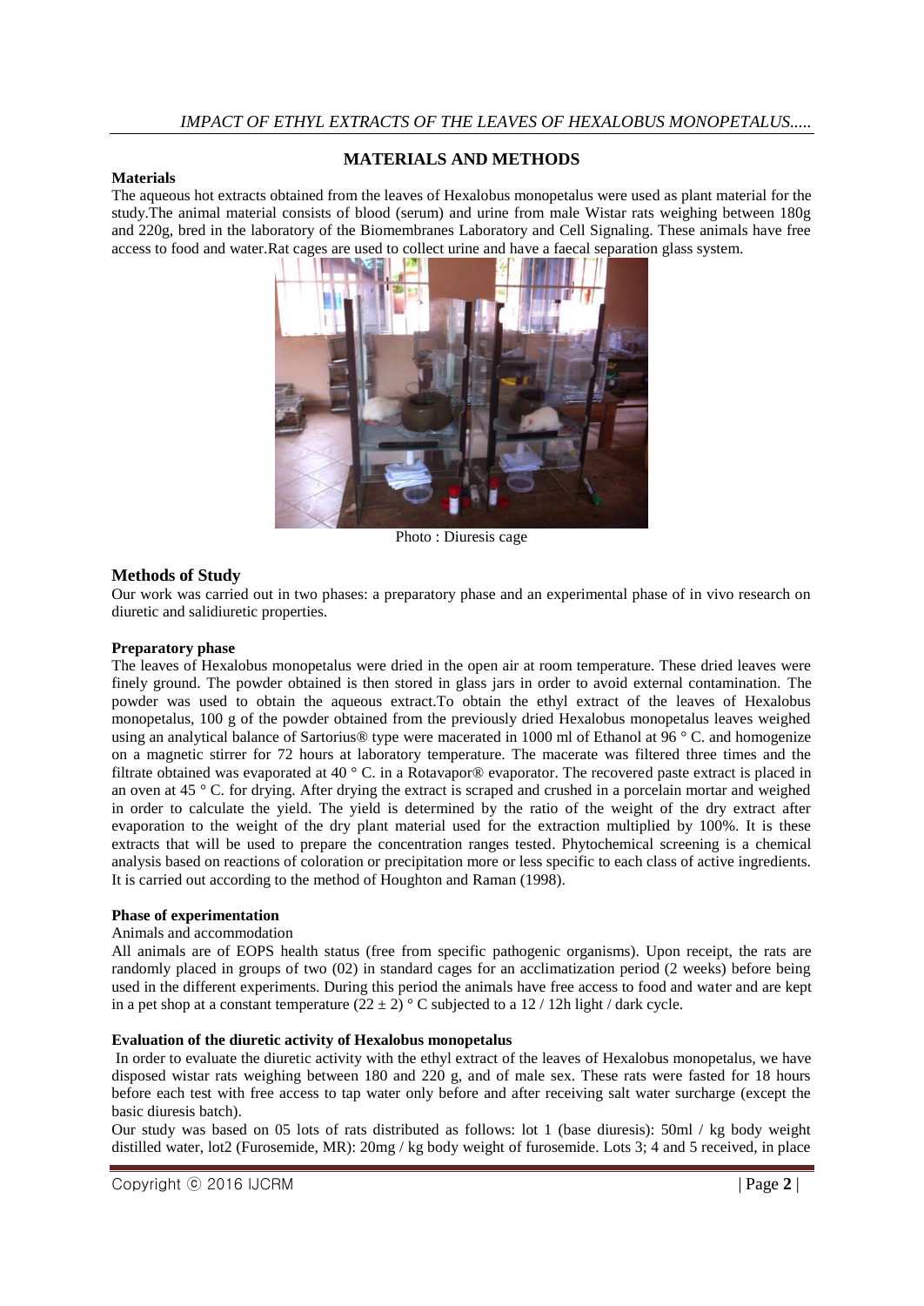## MATERIALS AND METHODS

**Materials**

The aqueous hot extracts obtained from the leaves of Hexalobus monopetalus were used as plant material for the study.The animal material consists of blood (serum) and urine from male Wistar rats weighing between 180g and 220g, bred in the laboratory of the Biomembranes Laboratory and Cell Signaling. These animals have free access to food and water.Rat cages are used to collect urine and have a faecal separation glass system.

Photo : Diuresis cage

## Methods of Study

Our work was carried out in two phases: a preparatory phase and an experimental phase of in vivo research on diuretic and salidiuretic properties.

**Preparatory phase**

The leaves of Hexalobus monopetalus were dried in the open air at room temperature. These dried leaves were finely ground. The powder obtained is then stored in glass jars in order to avoid external contamination. The powder was used to obtain the aqueous extract.To obtain the ethyl extract of the leaves of Hexalobus monopetalus, 100 g of the powder obtained from the previously dried Hexalobus monopetalus leaves weighed using an analytical balance of Sartorius® type were macerated in 1000 ml of Ethanol at 96 ° C. and homogenize on a magnetic stirrer for 72 hours at laboratory temperature. The macerate was filtered three times and the filtrate obtained was evaporated at 40 ° C. in a Rotavapor® evaporator. The recovered paste extract is placed in an oven at 45 ° C. for drying. After drying the extract is scraped and crushed in a porcelain mortar and weighed in order to calculate the yield. The yield is determined by the ratio of the weight of the dry extract after evaporation to the weight of the dry plant material used for the extraction multiplied by 100%. It is these extracts that will be used to prepare the concentration ranges tested. Phytochemical screening is a chemical analysis based on reactions of coloration or precipitation more or less specific to each class of active ingredients. It is carried out according to the method of Houghton and Raman (1998).

**Phase of experimentation**

Animals and accommodation

All animals are of EOPS health status (free from specific pathogenic organisms). Upon receipt, the rats are randomly placed in groups of two (02) in standard cages for an acclimatization period (2 weeks) before being used in the different experiments. During this period the animals have free access to food and water and are kept in a pet shop at a constant temperature ($22 \pm 2$) ° C subjected to a 12 / 12h light / dark cycle.

**Evaluation of the diuretic activity of Hexalobus monopetalus**

In order to evaluate the diuretic activity with the ethyl extract of the leaves of Hexalobus monopetalus, we have disposed wistar rats weighing between 180 and 220 g, and of male sex. These rats were fasted for 18 hours before each test with free access to tap water only before and after receiving salt water surcharge (except the basic diuresis batch).

Our study was based on 05 lots of rats distributed as follows: lot 1 (base diuresis): 50ml / kg body weight distilled water, lot2 (Furosemide, MR): 20mg / kg body weight of furosemide. Lots 3; 4 and 5 received, in place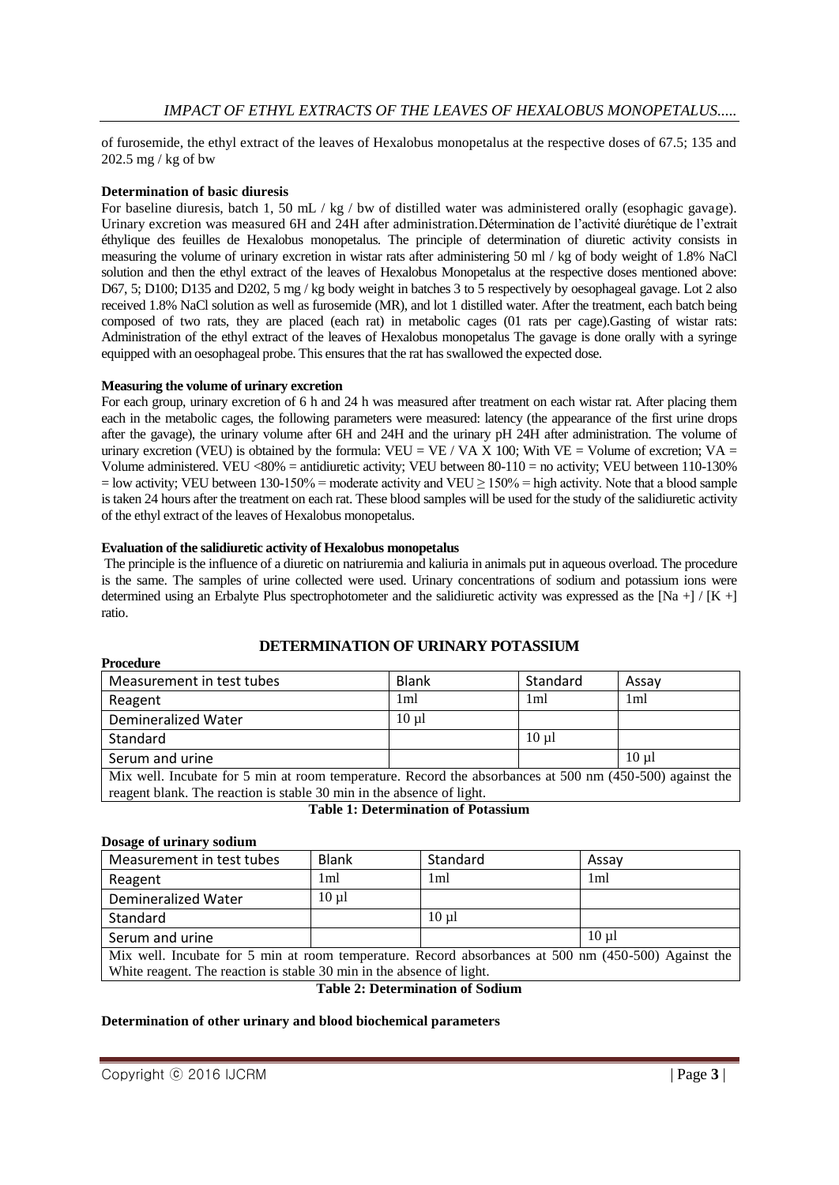of furosemide, the ethyl extract of the leaves of Hexalobus monopetalus at the respective doses of 67.5; 135 and 202.5 mg / kg of bw

**Determination of basic diuresis**

For baseline diuresis, batch 1, 50 mL / kg / bw of distilled water was administered orally (esophagic gavage). Urinary excretion was measured 6H and 24H after administration.Détermination de l'activité diurétique de l'extrait éthylique des feuilles de Hexalobus monopetalus. The principle of determination of diuretic activity consists in measuring the volume of urinary excretion in wistar rats after administering 50 ml / kg of body weight of 1.8% NaCl solution and then the ethyl extract of the leaves of Hexalobus Monopetalus at the respective doses mentioned above: D67, 5; D100; D135 and D202, 5 mg / kg body weight in batches 3 to 5 respectively by oesophageal gavage. Lot 2 also received 1.8% NaCl solution as well as furosemide (MR), and lot 1 distilled water. After the treatment, each batch being composed of two rats, they are placed (each rat) in metabolic cages (01 rats per cage).Gasting of wistar rats: Administration of the ethyl extract of the leaves of Hexalobus monopetalus The gavage is done orally with a syringe equipped with an oesophageal probe. This ensures that the rat has swallowed the expected dose.

**Measuring the volume of urinary excretion**

For each group, urinary excretion of 6 h and 24 h was measured after treatment on each wistar rat. After placing them each in the metabolic cages, the following parameters were measured: latency (the appearance of the first urine drops after the gavage), the urinary volume after 6H and 24H and the urinary pH 24H after administration. The volume of urinary excretion (VEU) is obtained by the formula: VEU = VE / VA X 100; With VE = Volume of excretion; VA = Volume administered. VEU <80% = antidiuretic activity; VEU between 80-110 = no activity; VEU between 110-130% = low activity; VEU between 130-150% = moderate activity and VEU ≥ 150% = high activity. Note that a blood sample is taken 24 hours after the treatment on each rat. These blood samples will be used for the study of the salidiuretic activity of the ethyl extract of the leaves of Hexalobus monopetalus.

**Evaluation of the salidiuretic activity of Hexalobus monopetalus**

The principle is the influence of a diuretic on natriuremia and kaliuria in animals put in aqueous overload. The procedure is the same. The samples of urine collected were used. Urinary concentrations of sodium and potassium ions were determined using an Erbalyte Plus spectrophotometer and the salidiuretic activity was expressed as the [Na +] / [K +] ratio.

## DETERMINATION OF URINARY POTASSIUM

**Procedure**

| Measurement in test tubes | Blank | Standard | Assay |
|---|---|---|---|
| Reagent | 1ml | 1ml | 1ml |
| Demineralized Water | 10 µl | | |
| Standard | | 10 µl | |
| Serum and urine | | | 10 µl |
| Mix well. Incubate for 5 min at room temperature. Record the absorbances at 500 nm (450-500) against the reagent blank. The reaction is stable 30 min in the absence of light. | | | |

**Table 1: Determination of Potassium**

**Dosage of urinary sodium**

| Measurement in test tubes | Blank | Standard | Assay |
|---|---|---|---|
| Reagent | 1ml | 1ml | 1ml |
| Demineralized Water | 10 µl | | |
| Standard | | 10 µl | |
| Serum and urine | | | 10 µl |
| Mix well. Incubate for 5 min at room temperature. Record absorbances at 500 nm (450-500) Against the White reagent. The reaction is stable 30 min in the absence of light. | | | |

**Table 2: Determination of Sodium**

**Determination of other urinary and blood biochemical parameters**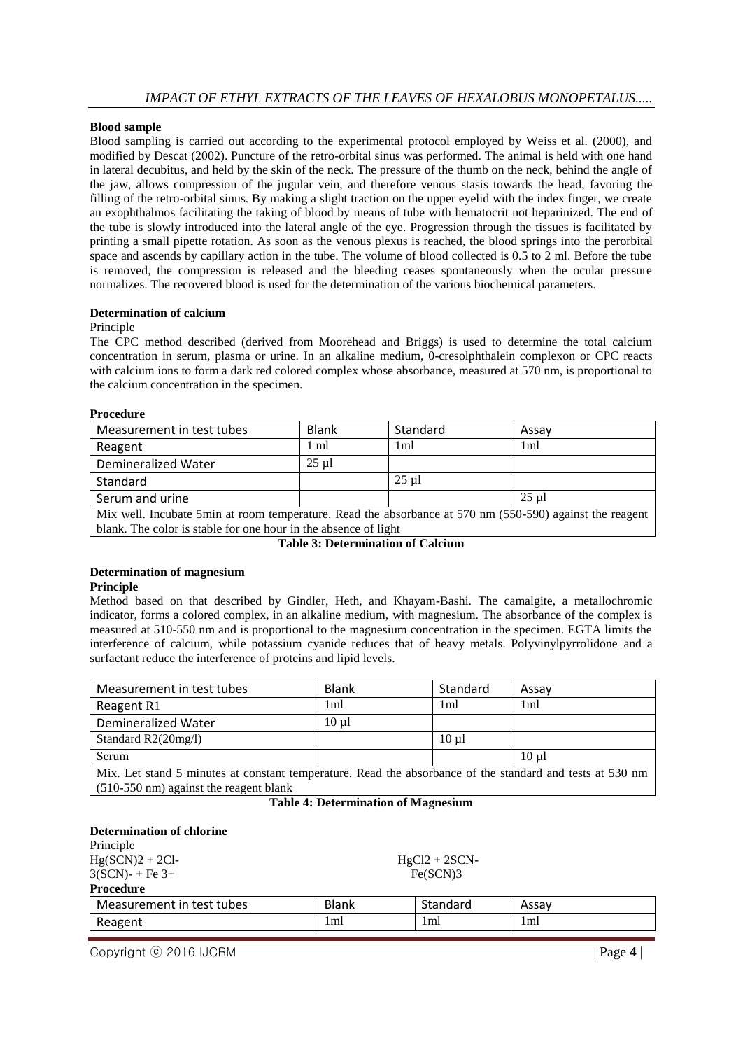**Blood sample**

Blood sampling is carried out according to the experimental protocol employed by Weiss et al. (2000), and modified by Descat (2002). Puncture of the retro-orbital sinus was performed. The animal is held with one hand in lateral decubitus, and held by the skin of the neck. The pressure of the thumb on the neck, behind the angle of the jaw, allows compression of the jugular vein, and therefore venous stasis towards the head, favoring the filling of the retro-orbital sinus. By making a slight traction on the upper eyelid with the index finger, we create an exophthalmos facilitating the taking of blood by means of tube with hematocrit not heparinized. The end of the tube is slowly introduced into the lateral angle of the eye. Progression through the tissues is facilitated by printing a small pipette rotation. As soon as the venous plexus is reached, the blood springs into the perorbital space and ascends by capillary action in the tube. The volume of blood collected is 0.5 to 2 ml. Before the tube is removed, the compression is released and the bleeding ceases spontaneously when the ocular pressure normalizes. The recovered blood is used for the determination of the various biochemical parameters.

**Determination of calcium**

Principle

The CPC method described (derived from Moorehead and Briggs) is used to determine the total calcium concentration in serum, plasma or urine. In an alkaline medium, 0-cresolphthalein complexon or CPC reacts with calcium ions to form a dark red colored complex whose absorbance, measured at 570 nm, is proportional to the calcium concentration in the specimen.

**Procedure**

| Measurement in test tubes | Blank | Standard | Assay |
|---|---|---|---|
| Reagent | 1 ml | 1ml | 1ml |
| Demineralized Water | 25 µl | | |
| Standard | | 25 µl | |
| Serum and urine | | | 25 µl |
| Mix well. Incubate 5min at room temperature. Read the absorbance at 570 nm (550-590) against the reagent blank. The color is stable for one hour in the absence of light | | | |

**Table 3: Determination of Calcium**

**Determination of magnesium**

**Principle**

Method based on that described by Gindler, Heth, and Khayam-Bashi. The camalgite, a metallochromic indicator, forms a colored complex, in an alkaline medium, with magnesium. The absorbance of the complex is measured at 510-550 nm and is proportional to the magnesium concentration in the specimen. EGTA limits the interference of calcium, while potassium cyanide reduces that of heavy metals. Polyvinylpyrrolidone and a surfactant reduce the interference of proteins and lipid levels.

| Measurement in test tubes | Blank | Standard | Assay |
|---|---|---|---|
| Reagent R1 | 1ml | 1ml | 1ml |
| Demineralized Water | 10 µl | | |
| Standard R2(20mg/l) | | 10 µl | |
| Serum | | | 10 µl |
| Mix. Let stand 5 minutes at constant temperature. Read the absorbance of the standard and tests at 530 nm (510-550 nm) against the reagent blank | | | |

**Table 4: Determination of Magnesium**

**Determination of chlorine**

Principle

$Hg(SCN)_2 + 2Cl^-$ $HgCl_2 + 2SCN^-$

$3(SCN)^- + Fe^{3+}$ $Fe(SCN)_3$

**Procedure**

| Measurement in test tubes | Blank | Standard | Assay |
|---|---|---|---|
| Reagent | 1ml | 1ml | 1ml |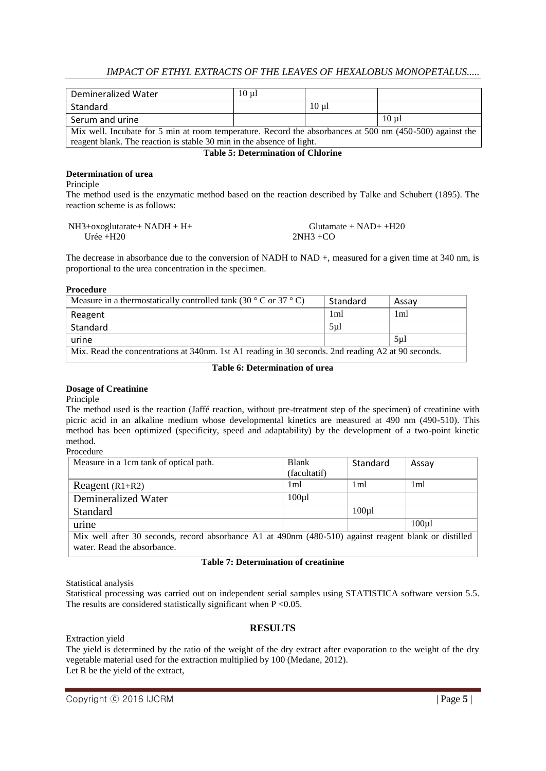| Demineralized Water | 10 µl | | |
|---|---|---|---|
| Standard | | 10 µl | |
| Serum and urine | | | 10 µl |
| Mix well. Incubate for 5 min at room temperature. Record the absorbances at 500 nm (450-500) against the reagent blank. The reaction is stable 30 min in the absence of light. | | | |

**Table 5: Determination of Chlorine**

**Determination of urea**

Principle

The method used is the enzymatic method based on the reaction described by Talke and Schubert (1895). The reaction scheme is as follows:

NH3+oxoglutarate+ NADH + H+ Glutamate + NAD+ +H20

Urée +H20 2NH3 +CO

The decrease in absorbance due to the conversion of NADH to NAD +, measured for a given time at 340 nm, is proportional to the urea concentration in the specimen.

**Procedure**

| Measure in a thermostatically controlled tank (30 ° C or 37 ° C) | Standard | Assay |
|---|---|---|
| Reagent | 1ml | 1ml |
| Standard | 5µl | |
| urine | | 5µl |
| Mix. Read the concentrations at 340nm. 1st A1 reading in 30 seconds. 2nd reading A2 at 90 seconds. | | |

**Table 6: Determination of urea**

**Dosage of Creatinine**

Principle

The method used is the reaction (Jaffé reaction, without pre-treatment step of the specimen) of creatinine with picric acid in an alkaline medium whose developmental kinetics are measured at 490 nm (490-510). This method has been optimized (specificity, speed and adaptability) by the development of a two-point kinetic method.

Procedure

| Measure in a 1cm tank of optical path. | Blank (facultatif) | Standard | Assay |
|---|---|---|---|
| Reagent (R1+R2) | 1ml | 1ml | 1ml |
| Demineralized Water | 100µl | | |
| Standard | | 100µl | |
| urine | | | 100µl |
| Mix well after 30 seconds, record absorbance A1 at 490nm (480-510) against reagent blank or distilled water. Read the absorbance. | | | |

**Table 7: Determination of creatinine**

Statistical analysis

Statistical processing was carried out on independent serial samples using STATISTICA software version 5.5. The results are considered statistically significant when $P < 0.05$.

## RESULTS

Extraction yield

The yield is determined by the ratio of the weight of the dry extract after evaporation to the weight of the dry vegetable material used for the extraction multiplied by 100 (Medane, 2012).

Let R be the yield of the extract,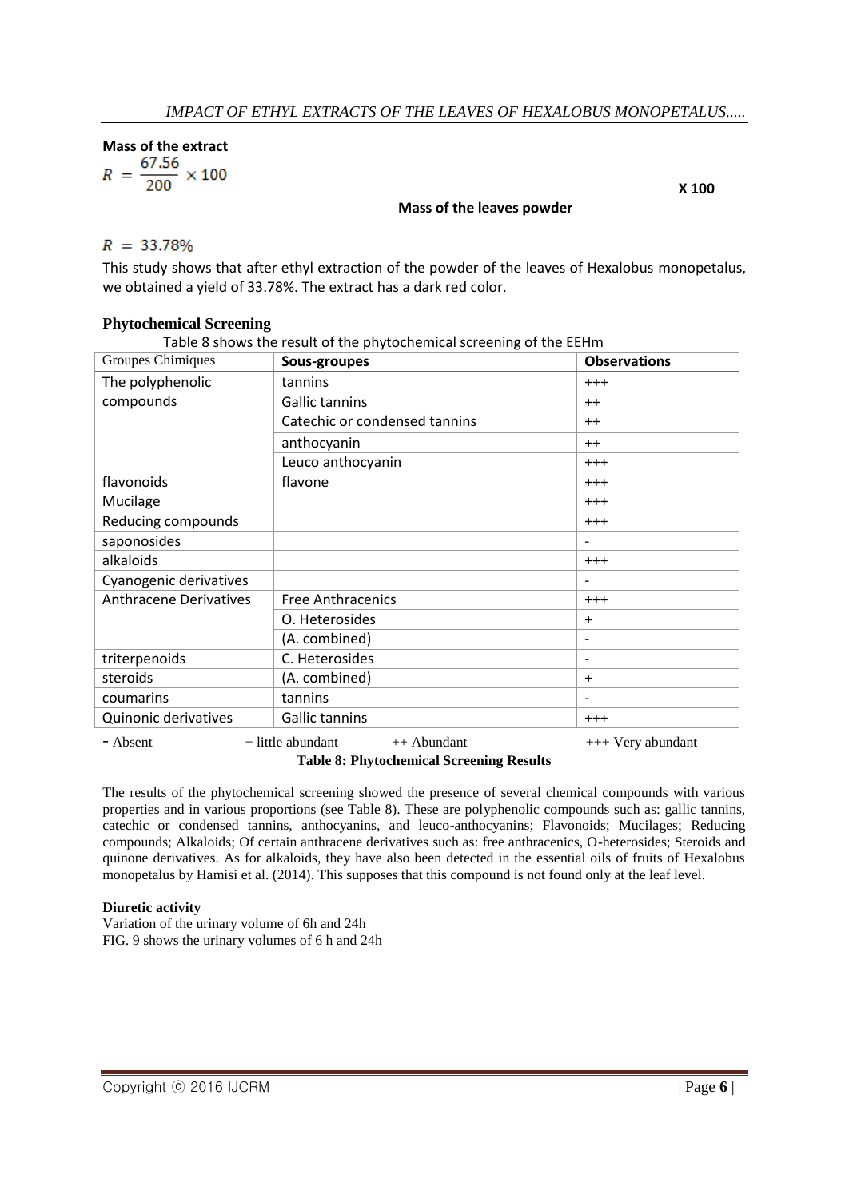**Mass of the extract**

$$R = \frac{67.56}{200} \times 100$$

**X 100**

**Mass of the leaves powder**

$$R = 33.78\%$$

This study shows that after ethyl extraction of the powder of the leaves of Hexalobus monopetalus, we obtained a yield of 33.78%. The extract has a dark red color.

### Phytochemical Screening

Table 8 shows the result of the phytochemical screening of the EEHm

| Groupes Chimiques | Sous-groupes | Observations |
|---|---|---|
| The polyphenolic compounds | tannins | +++ |
| | Gallic tannins | ++ |
| | Catechic or condensed tannins | ++ |
| | anthocyanin | ++ |
| | Leuco anthocyanin | +++ |
| flavonoids | flavone | +++ |
| Mucilage | | +++ |
| Reducing compounds | | +++ |
| saponosides | | - |
| alkaloids | | +++ |
| Cyanogenic derivatives | | - |
| Anthracene Derivatives | Free Anthracenics | +++ |
| | O. Heterosides | + |
| | (A. combined) | - |
| triterpenoids | C. Heterosides | - |
| steroids | (A. combined) | + |
| coumarins | tannins | - |
| Quinonic derivatives | Gallic tannins | +++ |

- Absent  + little abundant  ++ Abundant  +++ Very abundant

**Table 8: Phytochemical Screening Results**

The results of the phytochemical screening showed the presence of several chemical compounds with various properties and in various proportions (see Table 8). These are polyphenolic compounds such as: gallic tannins, catechic or condensed tannins, anthocyanins, and leuco-anthocyanins; Flavonoids; Mucilages; Reducing compounds; Alkaloids; Of certain anthracene derivatives such as: free anthracenics, O-heterosides; Steroids and quinone derivatives. As for alkaloids, they have also been detected in the essential oils of fruits of Hexalobus monopetalus by Hamisi et al. (2014). This supposes that this compound is not found only at the leaf level.

### Diuretic activity

Variation of the urinary volume of 6h and 24h

FIG. 9 shows the urinary volumes of 6 h and 24h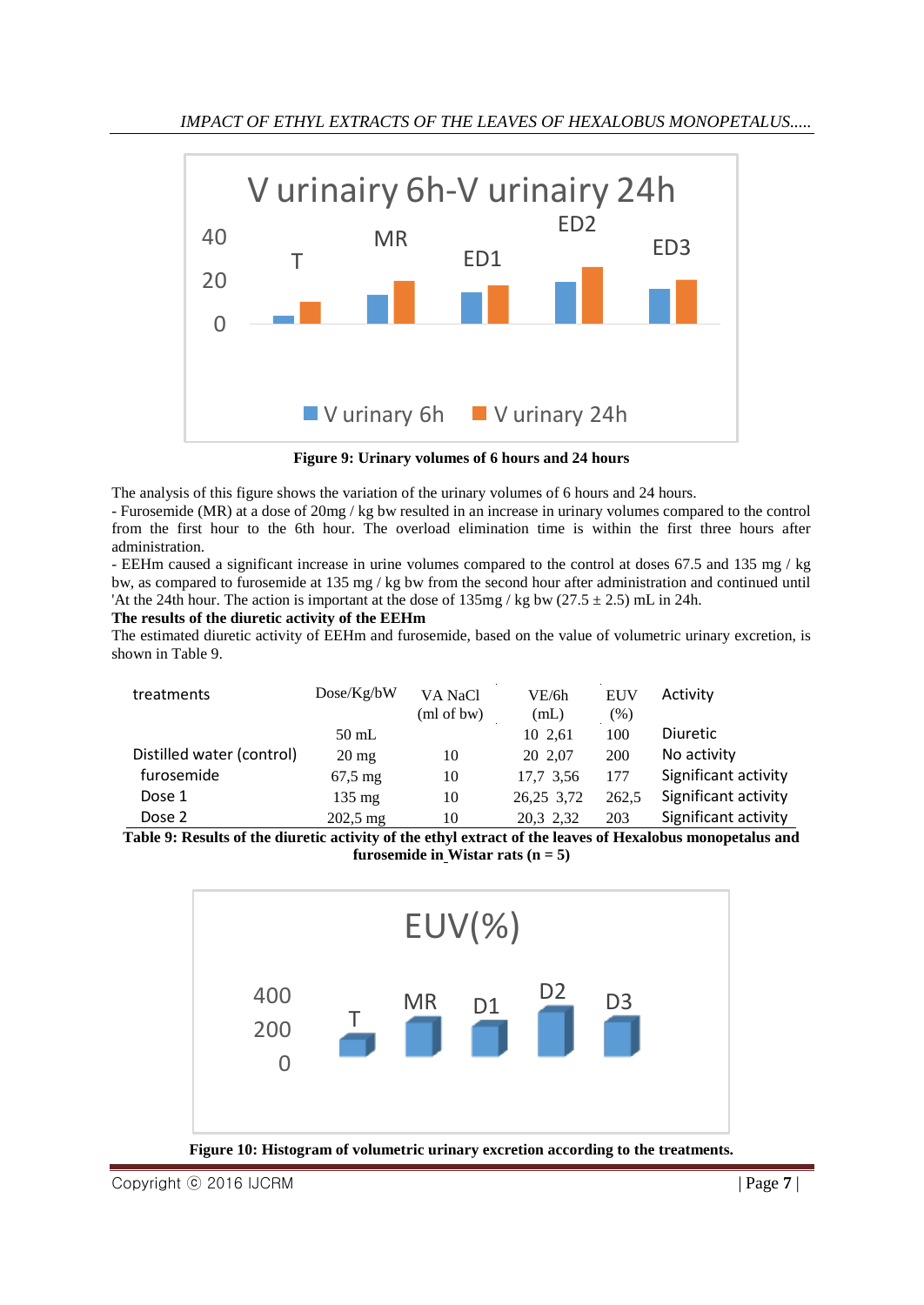Figure 9: Urinary volumes of 6 hours and 24 hours

The analysis of this figure shows the variation of the urinary volumes of 6 hours and 24 hours.

- Furosemide (MR) at a dose of 20mg / kg bw resulted in an increase in urinary volumes compared to the control from the first hour to the 6th hour. The overload elimination time is within the first three hours after administration.
- EEHm caused a significant increase in urine volumes compared to the control at doses 67.5 and 135 mg / kg bw, as compared to furosemide at 135 mg / kg bw from the second hour after administration and continued until 'At the 24th hour. The action is important at the dose of 135mg / kg bw (27.5 ± 2.5) mL in 24h.

**The results of the diuretic activity of the EEHm**

The estimated diuretic activity of EEHm and furosemide, based on the value of volumetric urinary excretion, is shown in Table 9.

| treatments | Dose/Kg/bW | VA NaCl (ml of bw) | VE/6h (mL) | EUV (%) | Activity |
|---|---|---|---|---|---|
| | 50 mL | | 10 2,61 | 100 | Diuretic |
| Distilled water (control) | 20 mg | 10 | 20 2,07 | 200 | No activity |
| furosemide | 67,5 mg | 10 | 17,7 3,56 | 177 | Significant activity |
| Dose 1 | 135 mg | 10 | 26,25 3,72 | 262,5 | Significant activity |
| Dose 2 | 202,5 mg | 10 | 20,3 2,32 | 203 | Significant activity |

**Table 9: Results of the diuretic activity of the ethyl extract of the leaves of Hexalobus monopetalus and furosemide in Wistar rats (n = 5)**

**Figure 10: Histogram of volumetric urinary excretion according to the treatments.**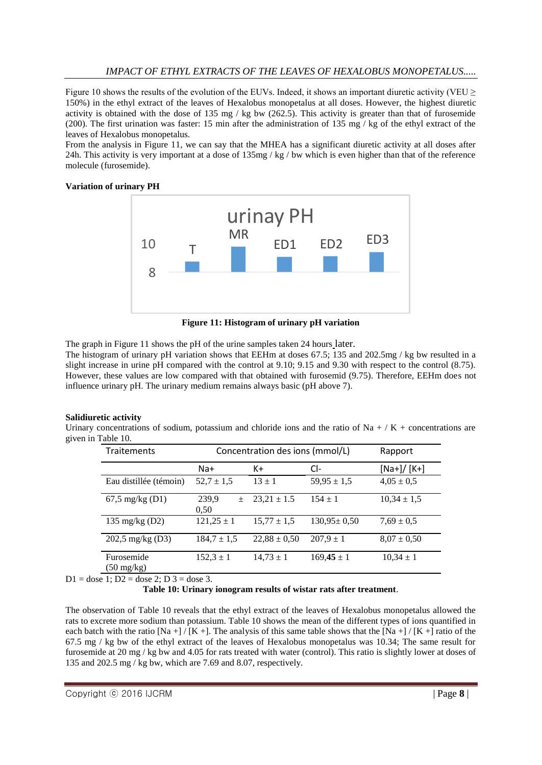Figure 10 shows the results of the evolution of the EUVs. Indeed, it shows an important diuretic activity (VEU ≥ 150%) in the ethyl extract of the leaves of Hexalobus monopetalus at all doses. However, the highest diuretic activity is obtained with the dose of 135 mg / kg bw (262.5). This activity is greater than that of furosemide (200). The first urination was faster: 15 min after the administration of 135 mg / kg of the ethyl extract of the leaves of Hexalobus monopetalus.

From the analysis in Figure 11, we can say that the MHEA has a significant diuretic activity at all doses after 24h. This activity is very important at a dose of 135mg / kg / bw which is even higher than that of the reference molecule (furosemide).

**Variation of urinary PH**

urinay PH

| | T | MR | ED1 | ED2 | ED3 |
|---|---|---|---|---|---|

**Figure 11: Histogram of urinary pH variation**

The graph in Figure 11 shows the pH of the urine samples taken 24 hours later.

The histogram of urinary pH variation shows that EEHm at doses 67.5; 135 and 202.5mg / kg bw resulted in a slight increase in urine pH compared with the control at 9.10; 9.15 and 9.30 with respect to the control (8.75). However, these values are low compared with that obtained with furosemid (9.75). Therefore, EEHm does not influence urinary pH. The urinary medium remains always basic (pH above 7).

**Salidiuretic activity**

Urinary concentrations of sodium, potassium and chloride ions and the ratio of Na + / K + concentrations are given in Table 10.

| Traitements | Concentration des ions (mmol/L) | | | Rapport |
|---|---|---|---|---|
| | Na+ | K+ | Cl- | [Na+]/ [K+] |
| Eau distillée (témoin) | 52,7 ± 1,5 | 13 ± 1 | 59,95 ± 1,5 | 4,05 ± 0,5 |
| 67,5 mg/kg (D1) | 239,9 ± 0,50 | 23,21 ± 1.5 | 154 ± 1 | 10,34 ± 1,5 |
| 135 mg/kg (D2) | 121,25 ± 1 | 15,77 ± 1,5 | 130,95± 0,50 | 7,69 ± 0,5 |
| 202,5 mg/kg (D3) | 184,7 ± 1,5 | 22,88 ± 0,50 | 207,9 ± 1 | 8,07 ± 0,50 |
| Furosemide (50 mg/kg) | 152,3 ± 1 | 14,73 ± 1 | 169,**45** ± 1 | 10,34 ± 1 |

D1 = dose 1; D2 = dose 2; D 3 = dose 3.

**Table 10: Urinary ionogram results of wistar rats after treatment**.

The observation of Table 10 reveals that the ethyl extract of the leaves of Hexalobus monopetalus allowed the rats to excrete more sodium than potassium. Table 10 shows the mean of the different types of ions quantified in each batch with the ratio [Na +] / [K +]. The analysis of this same table shows that the [Na +] / [K +] ratio of the 67.5 mg / kg bw of the ethyl extract of the leaves of Hexalobus monopetalus was 10.34; The same result for furosemide at 20 mg / kg bw and 4.05 for rats treated with water (control). This ratio is slightly lower at doses of 135 and 202.5 mg / kg bw, which are 7.69 and 8.07, respectively.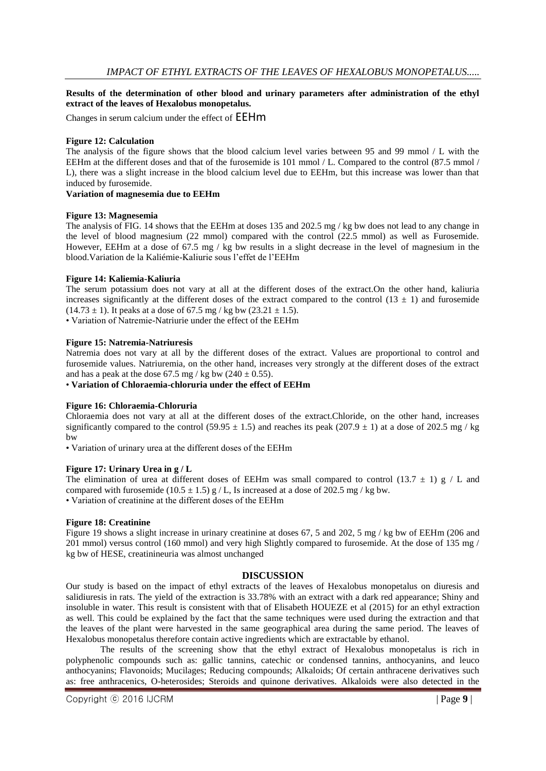**Results of the determination of other blood and urinary parameters after administration of the ethyl extract of the leaves of Hexalobus monopetalus.**

Changes in serum calcium under the effect of EEHm

**Figure 12: Calculation**

The analysis of the figure shows that the blood calcium level varies between 95 and 99 mmol / L with the EEHm at the different doses and that of the furosemide is 101 mmol / L. Compared to the control (87.5 mmol / L), there was a slight increase in the blood calcium level due to EEHm, but this increase was lower than that induced by furosemide.

**Variation of magnesemia due to EEHm**

**Figure 13: Magnesemia**

The analysis of FIG. 14 shows that the EEHm at doses 135 and 202.5 mg / kg bw does not lead to any change in the level of blood magnesium (22 mmol) compared with the control (22.5 mmol) as well as Furosemide. However, EEHm at a dose of 67.5 mg / kg bw results in a slight decrease in the level of magnesium in the blood.Variation de la Kaliémie-Kaliurie sous l'effet de l'EEHm

**Figure 14: Kaliemia-Kaliuria**

The serum potassium does not vary at all at the different doses of the extract.On the other hand, kaliuria increases significantly at the different doses of the extract compared to the control ($13 \pm 1$) and furosemide ($14.73 \pm 1$). It peaks at a dose of 67.5 mg / kg bw ($23.21 \pm 1.5$).

• Variation of Natremie-Natriurie under the effect of the EEHm

**Figure 15: Natremia-Natriuresis**

Natremia does not vary at all by the different doses of the extract. Values are proportional to control and furosemide values. Natriuremia, on the other hand, increases very strongly at the different doses of the extract and has a peak at the dose 67.5 mg / kg bw ($240 \pm 0.55$).

• **Variation of Chloraemia-chloruria under the effect of EEHm**

**Figure 16: Chloraemia-Chloruria**

Chloraemia does not vary at all at the different doses of the extract.Chloride, on the other hand, increases significantly compared to the control ($59.95 \pm 1.5$) and reaches its peak ($207.9 \pm 1$) at a dose of 202.5 mg / kg bw

• Variation of urinary urea at the different doses of the EEHm

**Figure 17: Urinary Urea in g / L**

The elimination of urea at different doses of EEHm was small compared to control ($13.7 \pm 1$) g / L and compared with furosemide ($10.5 \pm 1.5$) g / L, Is increased at a dose of 202.5 mg / kg bw.

• Variation of creatinine at the different doses of the EEHm

**Figure 18: Creatinine**

Figure 19 shows a slight increase in urinary creatinine at doses 67, 5 and 202, 5 mg / kg bw of EEHm (206 and 201 mmol) versus control (160 mmol) and very high Slightly compared to furosemide. At the dose of 135 mg / kg bw of HESE, creatinineuria was almost unchanged

## DISCUSSION

Our study is based on the impact of ethyl extracts of the leaves of Hexalobus monopetalus on diuresis and salidiuresis in rats. The yield of the extraction is 33.78% with an extract with a dark red appearance; Shiny and insoluble in water. This result is consistent with that of Elisabeth HOUEZE et al (2015) for an ethyl extraction as well. This could be explained by the fact that the same techniques were used during the extraction and that the leaves of the plant were harvested in the same geographical area during the same period. The leaves of Hexalobus monopetalus therefore contain active ingredients which are extractable by ethanol.

The results of the screening show that the ethyl extract of Hexalobus monopetalus is rich in polyphenolic compounds such as: gallic tannins, catechic or condensed tannins, anthocyanins, and leuco anthocyanins; Flavonoids; Mucilages; Reducing compounds; Alkaloids; Of certain anthracene derivatives such as: free anthracenics, O-heterosides; Steroids and quinone derivatives. Alkaloids were also detected in the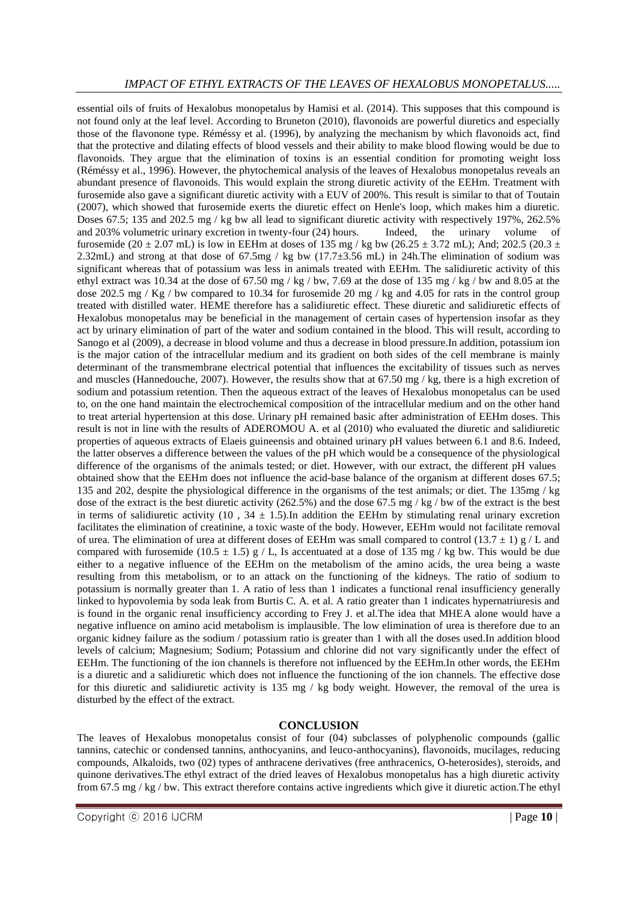essential oils of fruits of Hexalobus monopetalus by Hamisi et al. (2014). This supposes that this compound is not found only at the leaf level. According to Bruneton (2010), flavonoids are powerful diuretics and especially those of the flavonone type. Réméssy et al. (1996), by analyzing the mechanism by which flavonoids act, find that the protective and dilating effects of blood vessels and their ability to make blood flowing would be due to flavonoids. They argue that the elimination of toxins is an essential condition for promoting weight loss (Réméssy et al., 1996). However, the phytochemical analysis of the leaves of Hexalobus monopetalus reveals an abundant presence of flavonoids. This would explain the strong diuretic activity of the EEHm. Treatment with furosemide also gave a significant diuretic activity with a EUV of 200%. This result is similar to that of Toutain (2007), which showed that furosemide exerts the diuretic effect on Henle's loop, which makes him a diuretic. Doses 67.5; 135 and 202.5 mg / kg bw all lead to significant diuretic activity with respectively 197%, 262.5% and 203% volumetric urinary excretion in twenty-four (24) hours. Indeed, the urinary volume of furosemide ($20 \pm 2.07$ mL) is low in EEHm at doses of 135 mg / kg bw ($26.25 \pm 3.72$ mL); And; 202.5 ($20.3 \pm 2.32$mL) and strong at that dose of 67.5mg / kg bw ($17.7 \pm 3.56$ mL) in 24h.The elimination of sodium was significant whereas that of potassium was less in animals treated with EEHm. The salidiuretic activity of this ethyl extract was 10.34 at the dose of 67.50 mg / kg / bw, 7.69 at the dose of 135 mg / kg / bw and 8.05 at the dose 202.5 mg / Kg / bw compared to 10.34 for furosemide 20 mg / kg and 4.05 for rats in the control group treated with distilled water. HEME therefore has a salidiuretic effect. These diuretic and salidiuretic effects of Hexalobus monopetalus may be beneficial in the management of certain cases of hypertension insofar as they act by urinary elimination of part of the water and sodium contained in the blood. This will result, according to Sanogo et al (2009), a decrease in blood volume and thus a decrease in blood pressure.In addition, potassium ion is the major cation of the intracellular medium and its gradient on both sides of the cell membrane is mainly determinant of the transmembrane electrical potential that influences the excitability of tissues such as nerves and muscles (Hannedouche, 2007). However, the results show that at 67.50 mg / kg, there is a high excretion of sodium and potassium retention. Then the aqueous extract of the leaves of Hexalobus monopetalus can be used to, on the one hand maintain the electrochemical composition of the intracellular medium and on the other hand to treat arterial hypertension at this dose. Urinary pH remained basic after administration of EEHm doses. This result is not in line with the results of ADEROMOU A. et al (2010) who evaluated the diuretic and salidiuretic properties of aqueous extracts of Elaeis guineensis and obtained urinary pH values between 6.1 and 8.6. Indeed, the latter observes a difference between the values of the pH which would be a consequence of the physiological difference of the organisms of the animals tested; or diet. However, with our extract, the different pH values obtained show that the EEHm does not influence the acid-base balance of the organism at different doses 67.5; 135 and 202, despite the physiological difference in the organisms of the test animals; or diet. The 135mg / kg dose of the extract is the best diuretic activity (262.5%) and the dose 67.5 mg / kg / bw of the extract is the best in terms of salidiuretic activity ($10 , 34 \pm 1.5$).In addition the EEHm by stimulating renal urinary excretion facilitates the elimination of creatinine, a toxic waste of the body. However, EEHm would not facilitate removal of urea. The elimination of urea at different doses of EEHm was small compared to control ($13.7 \pm 1$) g / L and compared with furosemide ($10.5 \pm 1.5$) g / L, Is accentuated at a dose of 135 mg / kg bw. This would be due either to a negative influence of the EEHm on the metabolism of the amino acids, the urea being a waste resulting from this metabolism, or to an attack on the functioning of the kidneys. The ratio of sodium to potassium is normally greater than 1. A ratio of less than 1 indicates a functional renal insufficiency generally linked to hypovolemia by soda leak from Burtis C. A. et al. A ratio greater than 1 indicates hypernatriuresis and is found in the organic renal insufficiency according to Frey J. et al.The idea that MHEA alone would have a negative influence on amino acid metabolism is implausible. The low elimination of urea is therefore due to an organic kidney failure as the sodium / potassium ratio is greater than 1 with all the doses used.In addition blood levels of calcium; Magnesium; Sodium; Potassium and chlorine did not vary significantly under the effect of EEHm. The functioning of the ion channels is therefore not influenced by the EEHm.In other words, the EEHm is a diuretic and a salidiuretic which does not influence the functioning of the ion channels. The effective dose for this diuretic and salidiuretic activity is 135 mg / kg body weight. However, the removal of the urea is disturbed by the effect of the extract.

## CONCLUSION

The leaves of Hexalobus monopetalus consist of four (04) subclasses of polyphenolic compounds (gallic tannins, catechic or condensed tannins, anthocyanins, and leuco-anthocyanins), flavonoids, mucilages, reducing compounds, Alkaloids, two (02) types of anthracene derivatives (free anthracenics, O-heterosides), steroids, and quinone derivatives.The ethyl extract of the dried leaves of Hexalobus monopetalus has a high diuretic activity from 67.5 mg / kg / bw. This extract therefore contains active ingredients which give it diuretic action.The ethyl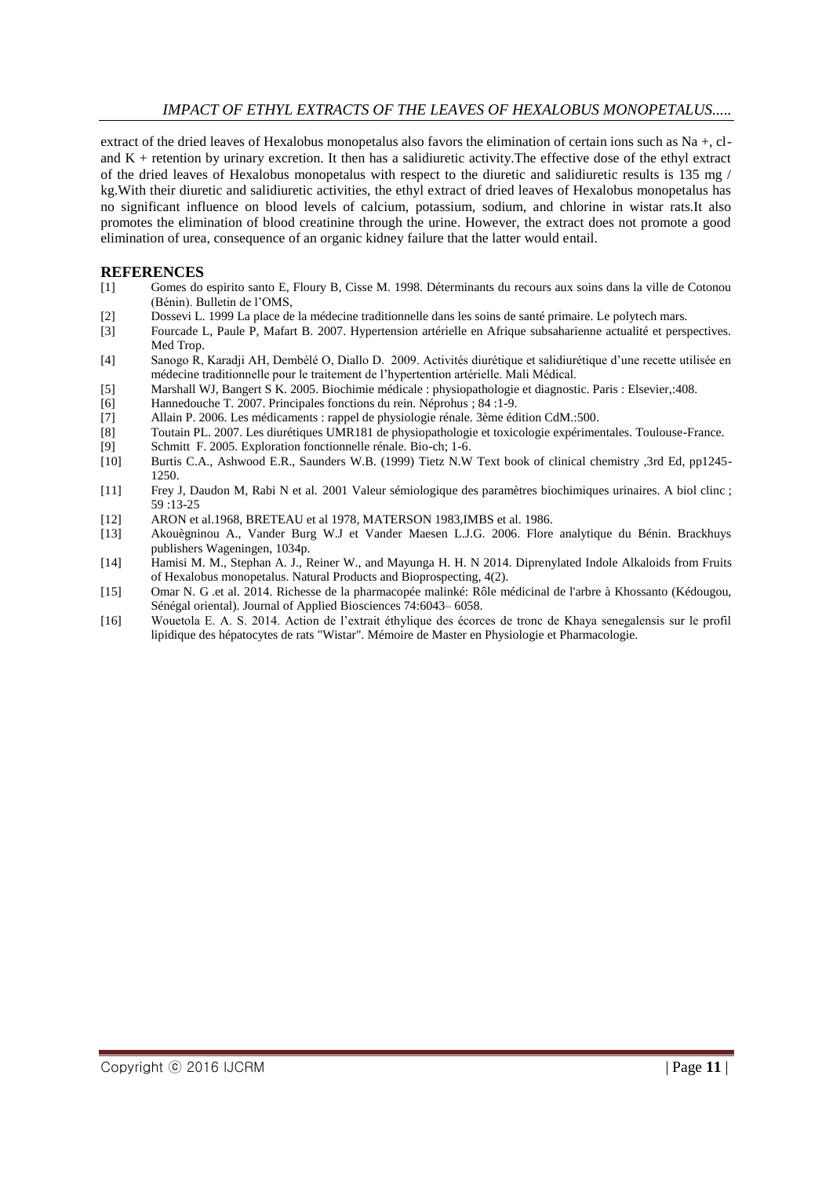extract of the dried leaves of Hexalobus monopetalus also favors the elimination of certain ions such as Na +, cl- and K + retention by urinary excretion. It then has a salidiuretic activity.The effective dose of the ethyl extract of the dried leaves of Hexalobus monopetalus with respect to the diuretic and salidiuretic results is 135 mg / kg.With their diuretic and salidiuretic activities, the ethyl extract of dried leaves of Hexalobus monopetalus has no significant influence on blood levels of calcium, potassium, sodium, and chlorine in wistar rats.It also promotes the elimination of blood creatinine through the urine. However, the extract does not promote a good elimination of urea, consequence of an organic kidney failure that the latter would entail.

## REFERENCES

[1] Gomes do espirito santo E, Floury B, Cisse M. 1998. Déterminants du recours aux soins dans la ville de Cotonou (Bénin). Bulletin de l'OMS,

[2] Dossevi L. 1999 La place de la médecine traditionnelle dans les soins de santé primaire. Le polytech mars.

[3] Fourcade L, Paule P, Mafart B. 2007. Hypertension artérielle en Afrique subsaharienne actualité et perspectives. Med Trop.

[4] Sanogo R, Karadji AH, Dembélé O, Diallo D. 2009. Activités diurétique et salidiurétique d'une recette utilisée en médecine traditionnelle pour le traitement de l'hypertention artérielle. Mali Médical.

[5] Marshall WJ, Bangert S K. 2005. Biochimie médicale : physiopathologie et diagnostic. Paris : Elsevier,:408.

[6] Hannedouche T. 2007. Principales fonctions du rein. Néprohus ; 84 :1-9.

[7] Allain P. 2006. Les médicaments : rappel de physiologie rénale. 3ème édition CdM.:500.

[8] Toutain PL. 2007. Les diurétiques UMR181 de physiopathologie et toxicologie expérimentales. Toulouse-France.

[9] Schmitt F. 2005. Exploration fonctionnelle rénale. Bio-ch; 1-6.

[10] Burtis C.A., Ashwood E.R., Saunders W.B. (1999) Tietz N.W Text book of clinical chemistry ,3rd Ed, pp1245-1250.

[11] Frey J, Daudon M, Rabi N et al. 2001 Valeur sémiologique des paramètres biochimiques urinaires. A biol clinc ; 59 :13-25

[12] ARON et al.1968, BRETEAU et al 1978, MATERSON 1983,IMBS et al. 1986.

[13] Akouègninou A., Vander Burg W.J et Vander Maesen L.J.G. 2006. Flore analytique du Bénin. Brackhuys publishers Wageningen, 1034p.

[14] Hamisi M. M., Stephan A. J., Reiner W., and Mayunga H. H. N 2014. Diprenylated Indole Alkaloids from Fruits of Hexalobus monopetalus. Natural Products and Bioprospecting, 4(2).

[15] Omar N. G .et al. 2014. Richesse de la pharmacopée malinké: Rôle médicinal de l'arbre à Khossanto (Kédougou, Sénégal oriental). Journal of Applied Biosciences 74:6043– 6058.

[16] Wouetola E. A. S. 2014. Action de l'extrait éthylique des écorces de tronc de Khaya senegalensis sur le profil lipidique des hépatocytes de rats "Wistar". Mémoire de Master en Physiologie et Pharmacologie.